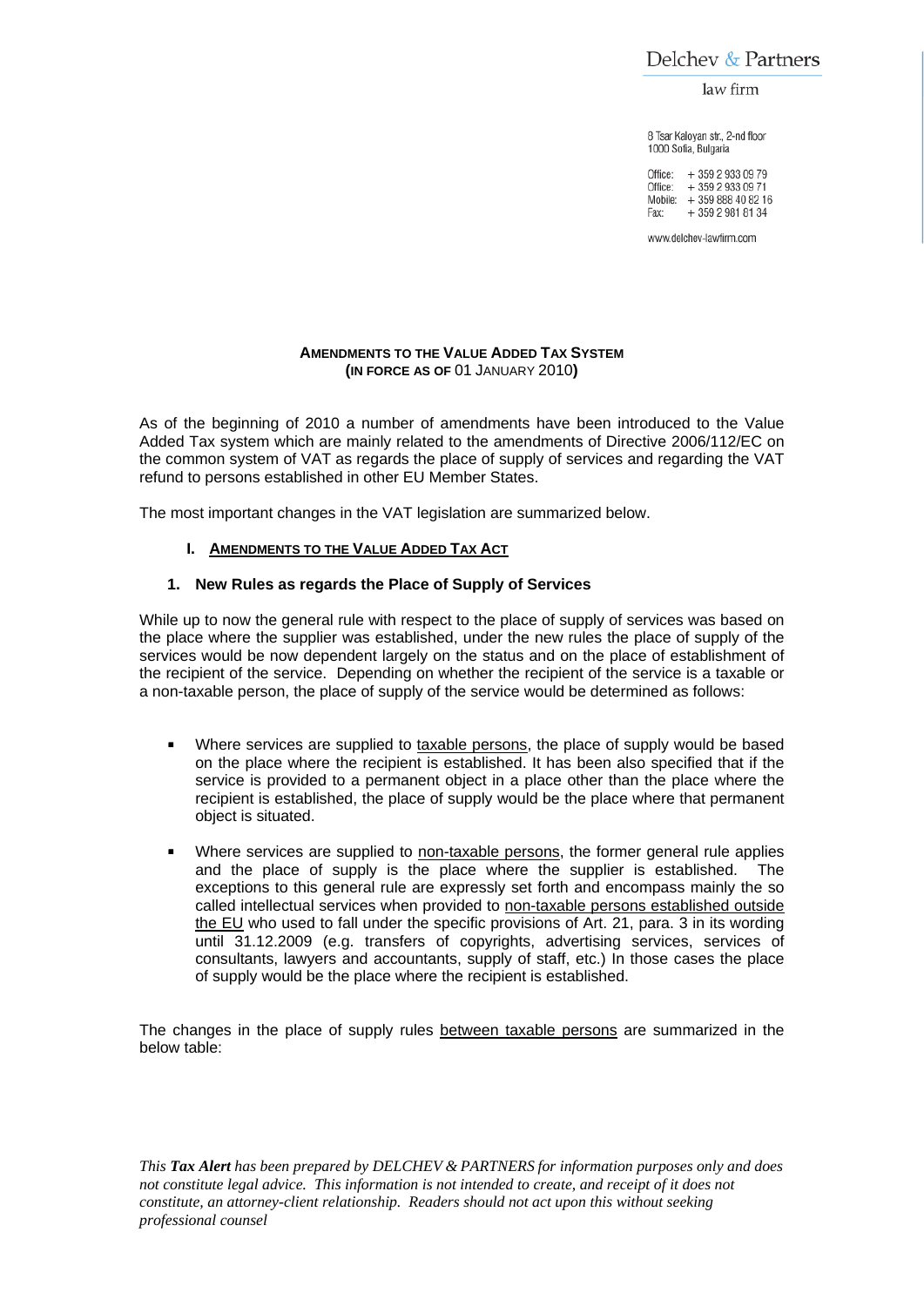Delchev & Partners

law firm

8 Tsar Kaloyan str., 2-nd floor
1000 Sofia, Bulgaria

Office: + 359 2 933 09 79
Office: + 359 2 933 09 71
Mobile: + 359 888 40 82 16
Fax: + 359 2 981 61 34

www.delchev-lawfirm.com

## AMENDMENTS TO THE VALUE ADDED TAX SYSTEM (IN FORCE AS OF 01 JANUARY 2010)

As of the beginning of 2010 a number of amendments have been introduced to the Value Added Tax system which are mainly related to the amendments of Directive 2006/112/EC on the common system of VAT as regards the place of supply of services and regarding the VAT refund to persons established in other EU Member States.

The most important changes in the VAT legislation are summarized below.

### I. AMENDMENTS TO THE VALUE ADDED TAX ACT

#### 1. New Rules as regards the Place of Supply of Services

While up to now the general rule with respect to the place of supply of services was based on the place where the supplier was established, under the new rules the place of supply of the services would be now dependent largely on the status and on the place of establishment of the recipient of the service. Depending on whether the recipient of the service is a taxable or a non-taxable person, the place of supply of the service would be determined as follows:

- Where services are supplied to taxable persons, the place of supply would be based on the place where the recipient is established. It has been also specified that if the service is provided to a permanent object in a place other than the place where the recipient is established, the place of supply would be the place where that permanent object is situated.
- Where services are supplied to non-taxable persons, the former general rule applies and the place of supply is the place where the supplier is established. The exceptions to this general rule are expressly set forth and encompass mainly the so called intellectual services when provided to non-taxable persons established outside the EU who used to fall under the specific provisions of Art. 21, para. 3 in its wording until 31.12.2009 (e.g. transfers of copyrights, advertising services, services of consultants, lawyers and accountants, supply of staff, etc.) In those cases the place of supply would be the place where the recipient is established.

The changes in the place of supply rules between taxable persons are summarized in the below table:

*This **Tax Alert** has been prepared by DELCHEV & PARTNERS for information purposes only and does not constitute legal advice. This information is not intended to create, and receipt of it does not constitute, an attorney-client relationship. Readers should not act upon this without seeking professional counsel*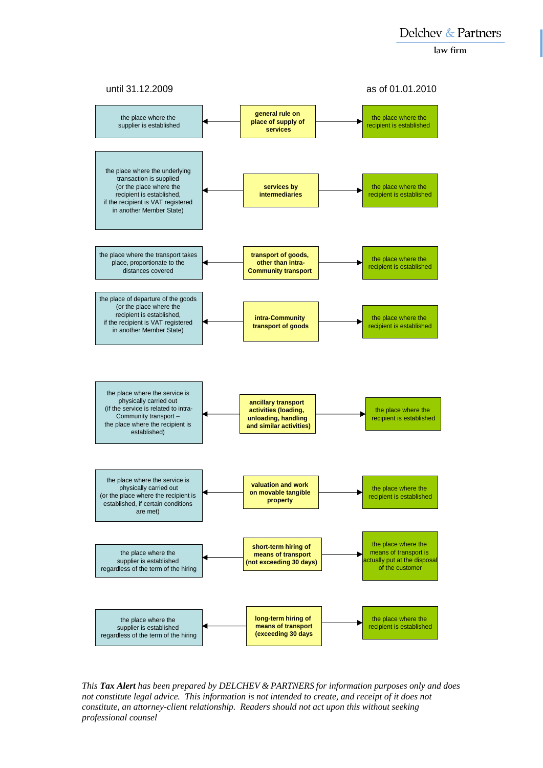| until 31.12.2009 | | as of 01.01.2010 |
|---|---|---|
| the place where the supplier is established | **general rule on place of supply of services** | the place where the recipient is established |
| the place where the underlying transaction is supplied (or the place where the recipient is established, if the recipient is VAT registered in another Member State) | **services by intermediaries** | the place where the recipient is established |
| the place where the transport takes place, proportionate to the distances covered | **transport of goods, other than intra-Community transport** | the place where the recipient is established |
| the place of departure of the goods (or the place where the recipient is established, if the recipient is VAT registered in another Member State) | **intra-Community transport of goods** | the place where the recipient is established |
| the place where the service is physically carried out (if the service is related to intra-Community transport – the place where the recipient is established) | **ancillary transport activities (loading, unloading, handling and similar activities)** | the place where the recipient is established |
| the place where the service is physically carried out (or the place where the recipient is established, if certain conditions are met) | **valuation and work on movable tangible property** | the place where the recipient is established |
| the place where the supplier is established regardless of the term of the hiring | **short-term hiring of means of transport (not exceeding 30 days)** | the place where the means of transport is actually put at the disposal of the customer |
| the place where the supplier is established regardless of the term of the hiring | **long-term hiring of means of transport (exceeding 30 days** | the place where the recipient is established |

*This **Tax Alert** has prepared by DELCHEV & PARTNERS for information purposes only and does not constitute legal advice. This information is not intended to create, and receipt of it does not constitute, an attorney-client relationship. Readers should not act upon this without seeking professional counsel*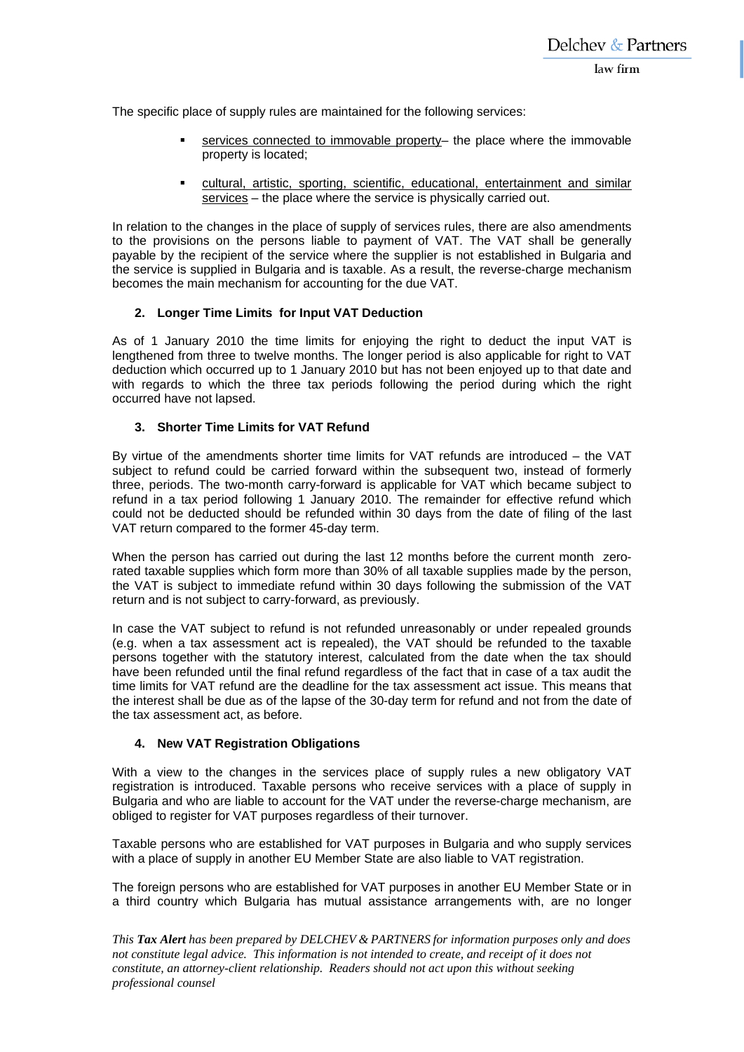The specific place of supply rules are maintained for the following services:

- <u>services connected to immovable property</u>– the place where the immovable property is located;
- <u>cultural, artistic, sporting, scientific, educational, entertainment and similar services</u> – the place where the service is physically carried out.

In relation to the changes in the place of supply of services rules, there are also amendments to the provisions on the persons liable to payment of VAT. The VAT shall be generally payable by the recipient of the service where the supplier is not established in Bulgaria and the service is supplied in Bulgaria and is taxable. As a result, the reverse-charge mechanism becomes the main mechanism for accounting for the due VAT.

**2. Longer Time Limits for Input VAT Deduction**

As of 1 January 2010 the time limits for enjoying the right to deduct the input VAT is lengthened from three to twelve months. The longer period is also applicable for right to VAT deduction which occurred up to 1 January 2010 but has not been enjoyed up to that date and with regards to which the three tax periods following the period during which the right occurred have not lapsed.

**3. Shorter Time Limits for VAT Refund**

By virtue of the amendments shorter time limits for VAT refunds are introduced – the VAT subject to refund could be carried forward within the subsequent two, instead of formerly three, periods. The two-month carry-forward is applicable for VAT which became subject to refund in a tax period following 1 January 2010. The remainder for effective refund which could not be deducted should be refunded within 30 days from the date of filing of the last VAT return compared to the former 45-day term.

When the person has carried out during the last 12 months before the current month zero-rated taxable supplies which form more than 30% of all taxable supplies made by the person, the VAT is subject to immediate refund within 30 days following the submission of the VAT return and is not subject to carry-forward, as previously.

In case the VAT subject to refund is not refunded unreasonably or under repealed grounds (e.g. when a tax assessment act is repealed), the VAT should be refunded to the taxable persons together with the statutory interest, calculated from the date when the tax should have been refunded until the final refund regardless of the fact that in case of a tax audit the time limits for VAT refund are the deadline for the tax assessment act issue. This means that the interest shall be due as of the lapse of the 30-day term for refund and not from the date of the tax assessment act, as before.

**4. New VAT Registration Obligations**

With a view to the changes in the services place of supply rules a new obligatory VAT registration is introduced. Taxable persons who receive services with a place of supply in Bulgaria and who are liable to account for the VAT under the reverse-charge mechanism, are obliged to register for VAT purposes regardless of their turnover.

Taxable persons who are established for VAT purposes in Bulgaria and who supply services with a place of supply in another EU Member State are also liable to VAT registration.

The foreign persons who are established for VAT purposes in another EU Member State or in a third country which Bulgaria has mutual assistance arrangements with, are no longer

*This **Tax Alert** has been prepared by DELCHEV & PARTNERS for information purposes only and does not constitute legal advice. This information is not intended to create, and receipt of it does not constitute, an attorney-client relationship. Readers should not act upon this without seeking professional counsel*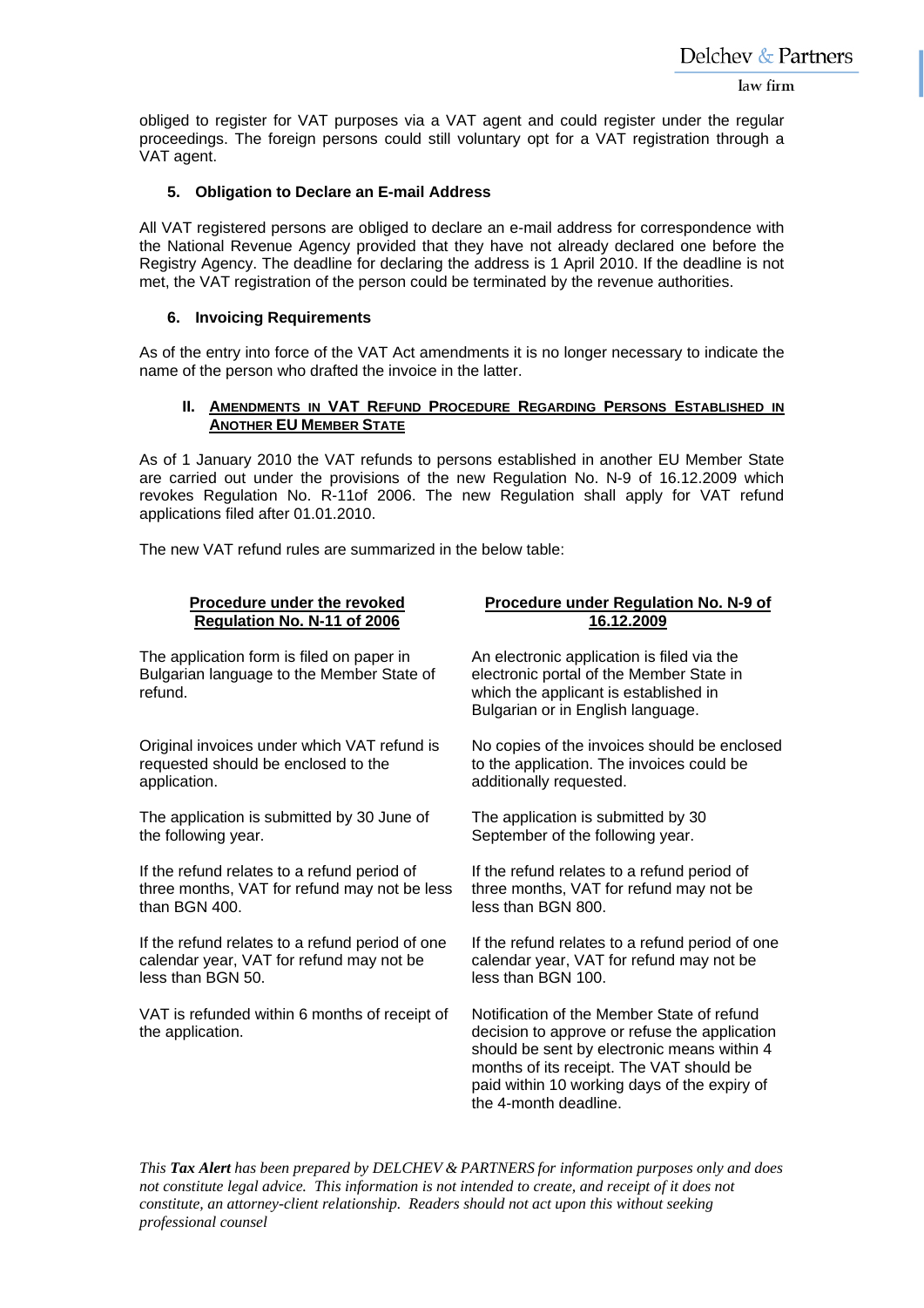obliged to register for VAT purposes via a VAT agent and could register under the regular proceedings. The foreign persons could still voluntary opt for a VAT registration through a VAT agent.

### 5. Obligation to Declare an E-mail Address

All VAT registered persons are obliged to declare an e-mail address for correspondence with the National Revenue Agency provided that they have not already declared one before the Registry Agency. The deadline for declaring the address is 1 April 2010. If the deadline is not met, the VAT registration of the person could be terminated by the revenue authorities.

### 6. Invoicing Requirements

As of the entry into force of the VAT Act amendments it is no longer necessary to indicate the name of the person who drafted the invoice in the latter.

## II. Amendments in VAT Refund Procedure Regarding Persons Established in Another EU Member State

As of 1 January 2010 the VAT refunds to persons established in another EU Member State are carried out under the provisions of the new Regulation No. N-9 of 16.12.2009 which revokes Regulation No. R-11of 2006. The new Regulation shall apply for VAT refund applications filed after 01.01.2010.

The new VAT refund rules are summarized in the below table:

| Procedure under the revoked Regulation No. N-11 of 2006 | Procedure under Regulation No. N-9 of 16.12.2009 |
|---|---|
| The application form is filed on paper in Bulgarian language to the Member State of refund. | An electronic application is filed via the electronic portal of the Member State in which the applicant is established in Bulgarian or in English language. |
| Original invoices under which VAT refund is requested should be enclosed to the application. | No copies of the invoices should be enclosed to the application. The invoices could be additionally requested. |
| The application is submitted by 30 June of the following year. | The application is submitted by 30 September of the following year. |
| If the refund relates to a refund period of three months, VAT for refund may not be less than BGN 400. | If the refund relates to a refund period of three months, VAT for refund may not be less than BGN 800. |
| If the refund relates to a refund period of one calendar year, VAT for refund may not be less than BGN 50. | If the refund relates to a refund period of one calendar year, VAT for refund may not be less than BGN 100. |
| VAT is refunded within 6 months of receipt of the application. | Notification of the Member State of refund decision to approve or refuse the application should be sent by electronic means within 4 months of its receipt. The VAT should be paid within 10 working days of the expiry of the 4-month deadline. |

*This **Tax Alert** has been prepared by DELCHEV & PARTNERS for information purposes only and does not constitute legal advice. This information is not intended to create, and receipt of it does not constitute, an attorney-client relationship. Readers should not act upon this without seeking professional counsel*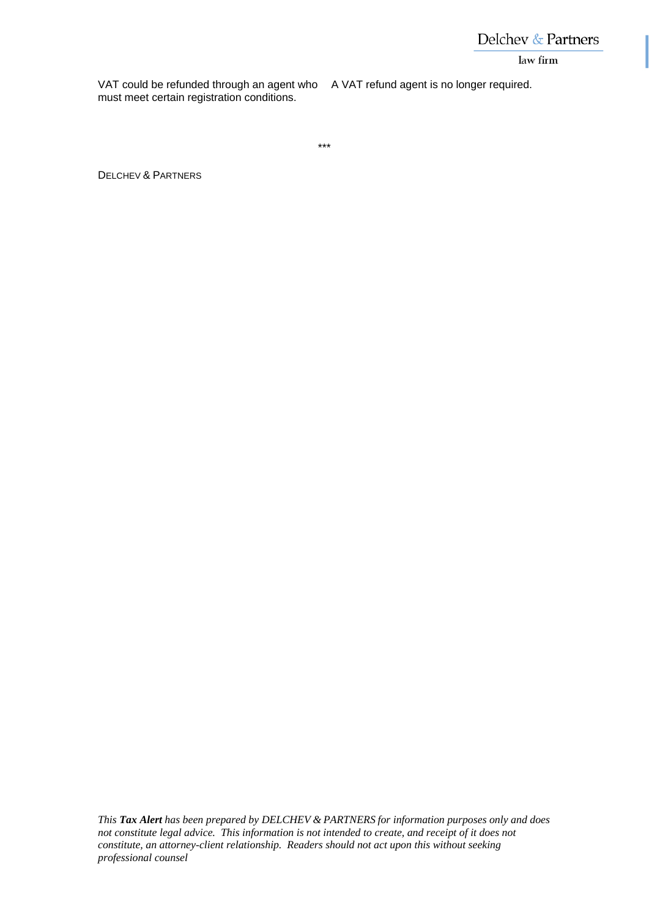| | |
|---|---|
| VAT could be refunded through an agent who must meet certain registration conditions. | A VAT refund agent is no longer required. |

***

DELCHEV & PARTNERS

*This **Tax Alert** has been prepared by DELCHEV & PARTNERS for information purposes only and does not constitute legal advice. This information is not intended to create, and receipt of it does not constitute, an attorney-client relationship. Readers should not act upon this without seeking professional counsel*